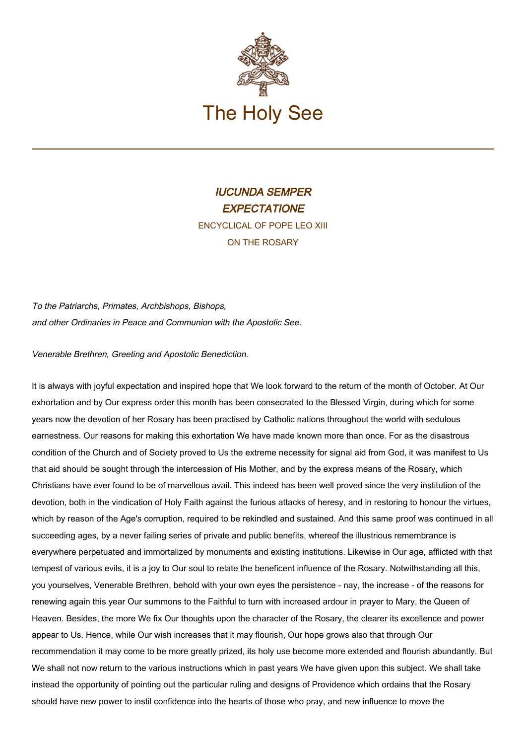# The Holy See

## *IUCUNDA SEMPER EXPECTATIONE*

ENCYCLICAL OF POPE LEO XIII

ON THE ROSARY

*To the Patriarchs, Primates, Archbishops, Bishops,*
*and other Ordinaries in Peace and Communion with the Apostolic See.*

*Venerable Brethren, Greeting and Apostolic Benediction.*

It is always with joyful expectation and inspired hope that We look forward to the return of the month of October. At Our exhortation and by Our express order this month has been consecrated to the Blessed Virgin, during which for some years now the devotion of her Rosary has been practised by Catholic nations throughout the world with sedulous earnestness. Our reasons for making this exhortation We have made known more than once. For as the disastrous condition of the Church and of Society proved to Us the extreme necessity for signal aid from God, it was manifest to Us that aid should be sought through the intercession of His Mother, and by the express means of the Rosary, which Christians have ever found to be of marvellous avail. This indeed has been well proved since the very institution of the devotion, both in the vindication of Holy Faith against the furious attacks of heresy, and in restoring to honour the virtues, which by reason of the Age's corruption, required to be rekindled and sustained. And this same proof was continued in all succeeding ages, by a never failing series of private and public benefits, whereof the illustrious remembrance is everywhere perpetuated and immortalized by monuments and existing institutions. Likewise in Our age, afflicted with that tempest of various evils, it is a joy to Our soul to relate the beneficent influence of the Rosary. Notwithstanding all this, you yourselves, Venerable Brethren, behold with your own eyes the persistence - nay, the increase - of the reasons for renewing again this year Our summons to the Faithful to turn with increased ardour in prayer to Mary, the Queen of Heaven. Besides, the more We fix Our thoughts upon the character of the Rosary, the clearer its excellence and power appear to Us. Hence, while Our wish increases that it may flourish, Our hope grows also that through Our recommendation it may come to be more greatly prized, its holy use become more extended and flourish abundantly. But We shall not now return to the various instructions which in past years We have given upon this subject. We shall take instead the opportunity of pointing out the particular ruling and designs of Providence which ordains that the Rosary should have new power to instil confidence into the hearts of those who pray, and new influence to move the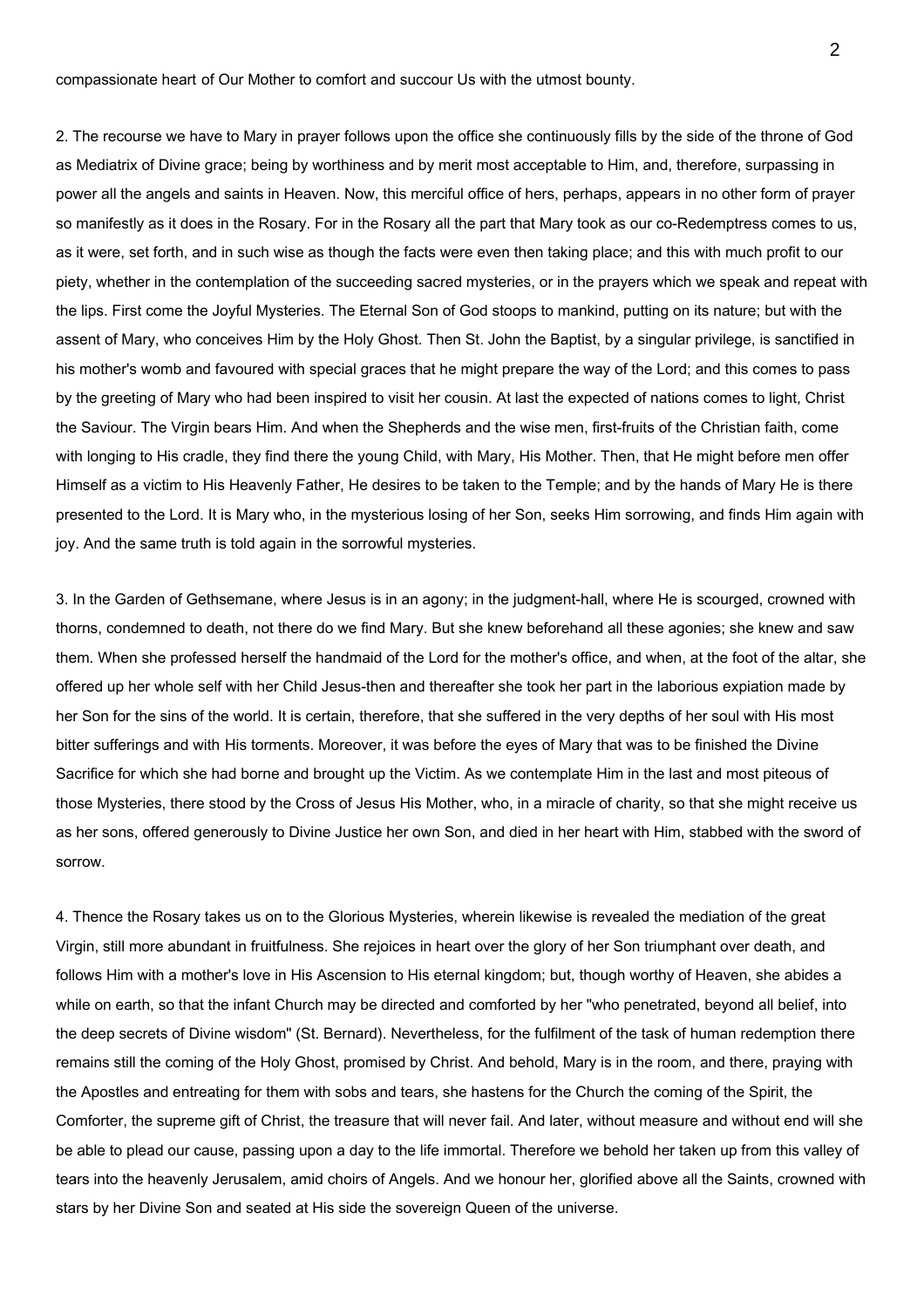compassionate heart of Our Mother to comfort and succour Us with the utmost bounty.

2. The recourse we have to Mary in prayer follows upon the office she continuously fills by the side of the throne of God as Mediatrix of Divine grace; being by worthiness and by merit most acceptable to Him, and, therefore, surpassing in power all the angels and saints in Heaven. Now, this merciful office of hers, perhaps, appears in no other form of prayer so manifestly as it does in the Rosary. For in the Rosary all the part that Mary took as our co-Redemptress comes to us, as it were, set forth, and in such wise as though the facts were even then taking place; and this with much profit to our piety, whether in the contemplation of the succeeding sacred mysteries, or in the prayers which we speak and repeat with the lips. First come the Joyful Mysteries. The Eternal Son of God stoops to mankind, putting on its nature; but with the assent of Mary, who conceives Him by the Holy Ghost. Then St. John the Baptist, by a singular privilege, is sanctified in his mother's womb and favoured with special graces that he might prepare the way of the Lord; and this comes to pass by the greeting of Mary who had been inspired to visit her cousin. At last the expected of nations comes to light, Christ the Saviour. The Virgin bears Him. And when the Shepherds and the wise men, first-fruits of the Christian faith, come with longing to His cradle, they find there the young Child, with Mary, His Mother. Then, that He might before men offer Himself as a victim to His Heavenly Father, He desires to be taken to the Temple; and by the hands of Mary He is there presented to the Lord. It is Mary who, in the mysterious losing of her Son, seeks Him sorrowing, and finds Him again with joy. And the same truth is told again in the sorrowful mysteries.

3. In the Garden of Gethsemane, where Jesus is in an agony; in the judgment-hall, where He is scourged, crowned with thorns, condemned to death, not there do we find Mary. But she knew beforehand all these agonies; she knew and saw them. When she professed herself the handmaid of the Lord for the mother's office, and when, at the foot of the altar, she offered up her whole self with her Child Jesus-then and thereafter she took her part in the laborious expiation made by her Son for the sins of the world. It is certain, therefore, that she suffered in the very depths of her soul with His most bitter sufferings and with His torments. Moreover, it was before the eyes of Mary that was to be finished the Divine Sacrifice for which she had borne and brought up the Victim. As we contemplate Him in the last and most piteous of those Mysteries, there stood by the Cross of Jesus His Mother, who, in a miracle of charity, so that she might receive us as her sons, offered generously to Divine Justice her own Son, and died in her heart with Him, stabbed with the sword of sorrow.

4. Thence the Rosary takes us on to the Glorious Mysteries, wherein likewise is revealed the mediation of the great Virgin, still more abundant in fruitfulness. She rejoices in heart over the glory of her Son triumphant over death, and follows Him with a mother's love in His Ascension to His eternal kingdom; but, though worthy of Heaven, she abides a while on earth, so that the infant Church may be directed and comforted by her "who penetrated, beyond all belief, into the deep secrets of Divine wisdom" (St. Bernard). Nevertheless, for the fulfilment of the task of human redemption there remains still the coming of the Holy Ghost, promised by Christ. And behold, Mary is in the room, and there, praying with the Apostles and entreating for them with sobs and tears, she hastens for the Church the coming of the Spirit, the Comforter, the supreme gift of Christ, the treasure that will never fail. And later, without measure and without end will she be able to plead our cause, passing upon a day to the life immortal. Therefore we behold her taken up from this valley of tears into the heavenly Jerusalem, amid choirs of Angels. And we honour her, glorified above all the Saints, crowned with stars by her Divine Son and seated at His side the sovereign Queen of the universe.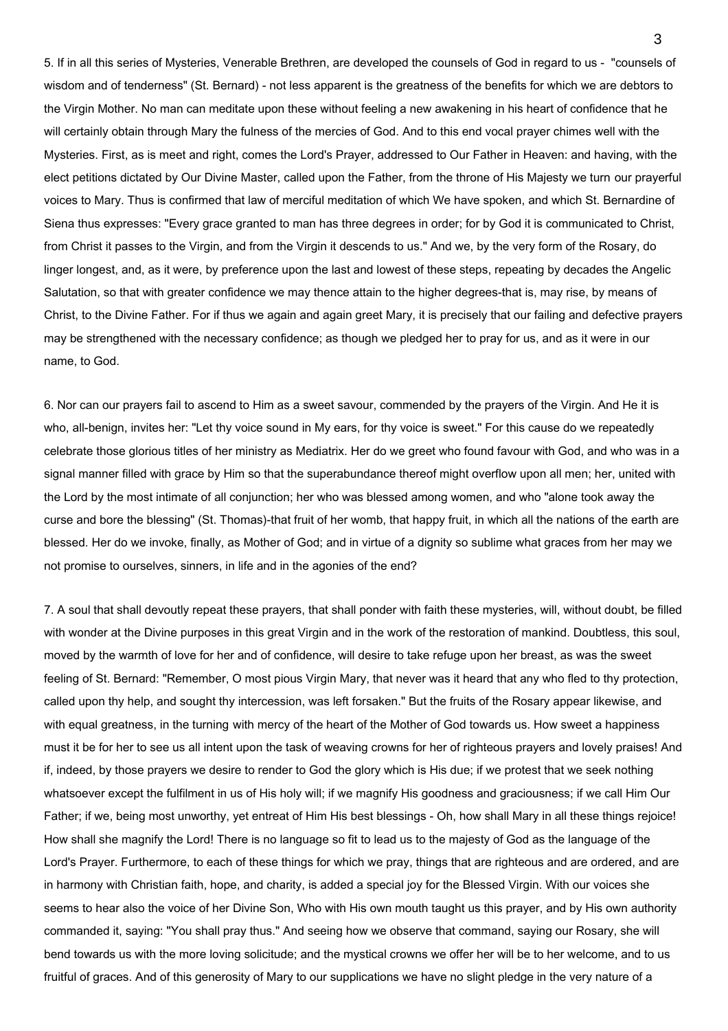5. If in all this series of Mysteries, Venerable Brethren, are developed the counsels of God in regard to us - "counsels of wisdom and of tenderness" (St. Bernard) - not less apparent is the greatness of the benefits for which we are debtors to the Virgin Mother. No man can meditate upon these without feeling a new awakening in his heart of confidence that he will certainly obtain through Mary the fulness of the mercies of God. And to this end vocal prayer chimes well with the Mysteries. First, as is meet and right, comes the Lord's Prayer, addressed to Our Father in Heaven: and having, with the elect petitions dictated by Our Divine Master, called upon the Father, from the throne of His Majesty we turn our prayerful voices to Mary. Thus is confirmed that law of merciful meditation of which We have spoken, and which St. Bernardine of Siena thus expresses: "Every grace granted to man has three degrees in order; for by God it is communicated to Christ, from Christ it passes to the Virgin, and from the Virgin it descends to us." And we, by the very form of the Rosary, do linger longest, and, as it were, by preference upon the last and lowest of these steps, repeating by decades the Angelic Salutation, so that with greater confidence we may thence attain to the higher degrees-that is, may rise, by means of Christ, to the Divine Father. For if thus we again and again greet Mary, it is precisely that our failing and defective prayers may be strengthened with the necessary confidence; as though we pledged her to pray for us, and as it were in our name, to God.

6. Nor can our prayers fail to ascend to Him as a sweet savour, commended by the prayers of the Virgin. And He it is who, all-benign, invites her: "Let thy voice sound in My ears, for thy voice is sweet." For this cause do we repeatedly celebrate those glorious titles of her ministry as Mediatrix. Her do we greet who found favour with God, and who was in a signal manner filled with grace by Him so that the superabundance thereof might overflow upon all men; her, united with the Lord by the most intimate of all conjunction; her who was blessed among women, and who "alone took away the curse and bore the blessing" (St. Thomas)-that fruit of her womb, that happy fruit, in which all the nations of the earth are blessed. Her do we invoke, finally, as Mother of God; and in virtue of a dignity so sublime what graces from her may we not promise to ourselves, sinners, in life and in the agonies of the end?

7. A soul that shall devoutly repeat these prayers, that shall ponder with faith these mysteries, will, without doubt, be filled with wonder at the Divine purposes in this great Virgin and in the work of the restoration of mankind. Doubtless, this soul, moved by the warmth of love for her and of confidence, will desire to take refuge upon her breast, as was the sweet feeling of St. Bernard: "Remember, O most pious Virgin Mary, that never was it heard that any who fled to thy protection, called upon thy help, and sought thy intercession, was left forsaken." But the fruits of the Rosary appear likewise, and with equal greatness, in the turning with mercy of the heart of the Mother of God towards us. How sweet a happiness must it be for her to see us all intent upon the task of weaving crowns for her of righteous prayers and lovely praises! And if, indeed, by those prayers we desire to render to God the glory which is His due; if we protest that we seek nothing whatsoever except the fulfilment in us of His holy will; if we magnify His goodness and graciousness; if we call Him Our Father; if we, being most unworthy, yet entreat of Him His best blessings - Oh, how shall Mary in all these things rejoice! How shall she magnify the Lord! There is no language so fit to lead us to the majesty of God as the language of the Lord's Prayer. Furthermore, to each of these things for which we pray, things that are righteous and are ordered, and are in harmony with Christian faith, hope, and charity, is added a special joy for the Blessed Virgin. With our voices she seems to hear also the voice of her Divine Son, Who with His own mouth taught us this prayer, and by His own authority commanded it, saying: "You shall pray thus." And seeing how we observe that command, saying our Rosary, she will bend towards us with the more loving solicitude; and the mystical crowns we offer her will be to her welcome, and to us fruitful of graces. And of this generosity of Mary to our supplications we have no slight pledge in the very nature of a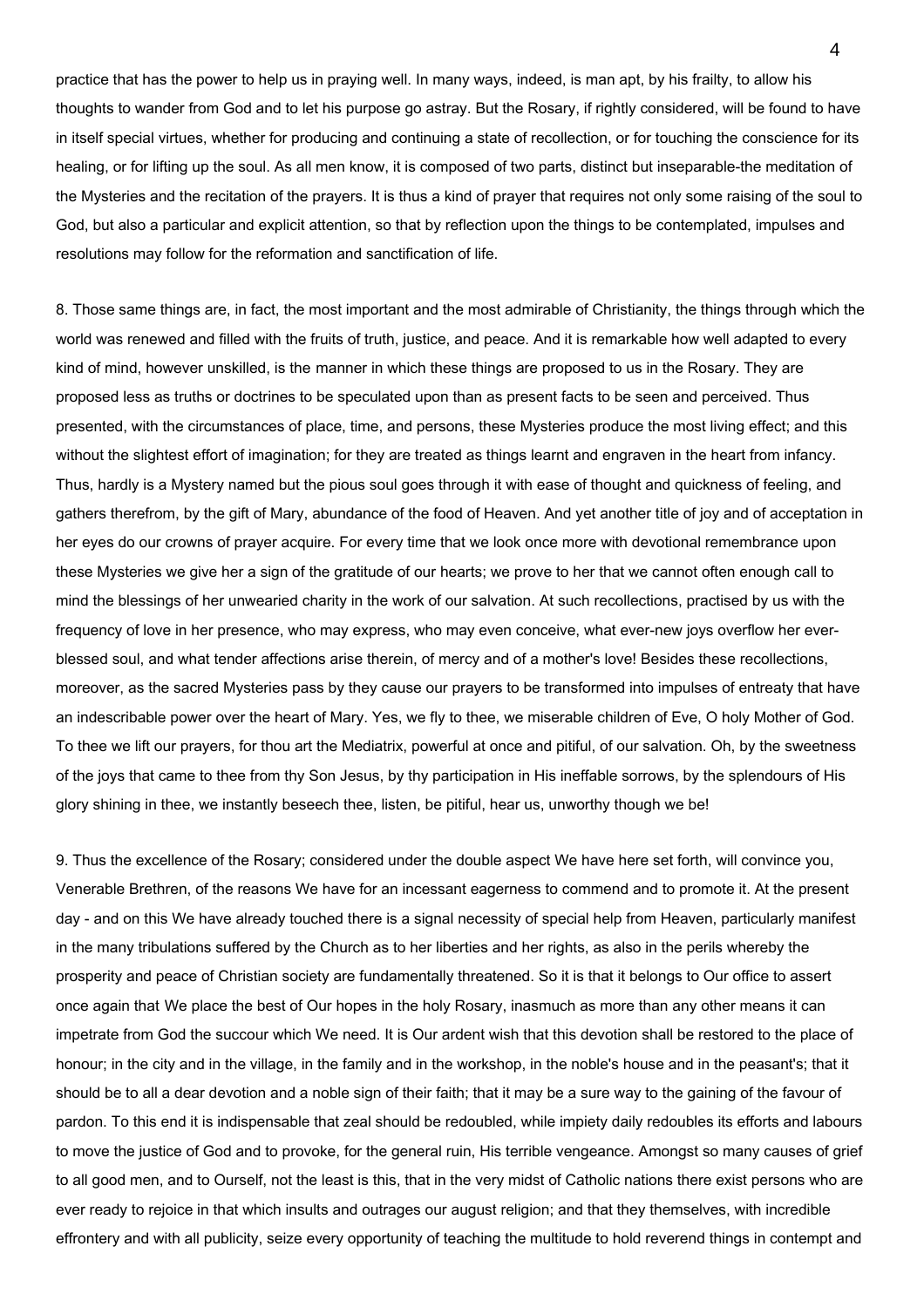practice that has the power to help us in praying well. In many ways, indeed, is man apt, by his frailty, to allow his thoughts to wander from God and to let his purpose go astray. But the Rosary, if rightly considered, will be found to have in itself special virtues, whether for producing and continuing a state of recollection, or for touching the conscience for its healing, or for lifting up the soul. As all men know, it is composed of two parts, distinct but inseparable-the meditation of the Mysteries and the recitation of the prayers. It is thus a kind of prayer that requires not only some raising of the soul to God, but also a particular and explicit attention, so that by reflection upon the things to be contemplated, impulses and resolutions may follow for the reformation and sanctification of life.

8. Those same things are, in fact, the most important and the most admirable of Christianity, the things through which the world was renewed and filled with the fruits of truth, justice, and peace. And it is remarkable how well adapted to every kind of mind, however unskilled, is the manner in which these things are proposed to us in the Rosary. They are proposed less as truths or doctrines to be speculated upon than as present facts to be seen and perceived. Thus presented, with the circumstances of place, time, and persons, these Mysteries produce the most living effect; and this without the slightest effort of imagination; for they are treated as things learnt and engraven in the heart from infancy. Thus, hardly is a Mystery named but the pious soul goes through it with ease of thought and quickness of feeling, and gathers therefrom, by the gift of Mary, abundance of the food of Heaven. And yet another title of joy and of acceptation in her eyes do our crowns of prayer acquire. For every time that we look once more with devotional remembrance upon these Mysteries we give her a sign of the gratitude of our hearts; we prove to her that we cannot often enough call to mind the blessings of her unwearied charity in the work of our salvation. At such recollections, practised by us with the frequency of love in her presence, who may express, who may even conceive, what ever-new joys overflow her ever-blessed soul, and what tender affections arise therein, of mercy and of a mother's love! Besides these recollections, moreover, as the sacred Mysteries pass by they cause our prayers to be transformed into impulses of entreaty that have an indescribable power over the heart of Mary. Yes, we fly to thee, we miserable children of Eve, O holy Mother of God. To thee we lift our prayers, for thou art the Mediatrix, powerful at once and pitiful, of our salvation. Oh, by the sweetness of the joys that came to thee from thy Son Jesus, by thy participation in His ineffable sorrows, by the splendours of His glory shining in thee, we instantly beseech thee, listen, be pitiful, hear us, unworthy though we be!

9. Thus the excellence of the Rosary; considered under the double aspect We have here set forth, will convince you, Venerable Brethren, of the reasons We have for an incessant eagerness to commend and to promote it. At the present day - and on this We have already touched there is a signal necessity of special help from Heaven, particularly manifest in the many tribulations suffered by the Church as to her liberties and her rights, as also in the perils whereby the prosperity and peace of Christian society are fundamentally threatened. So it is that it belongs to Our office to assert once again that We place the best of Our hopes in the holy Rosary, inasmuch as more than any other means it can impetrate from God the succour which We need. It is Our ardent wish that this devotion shall be restored to the place of honour; in the city and in the village, in the family and in the workshop, in the noble's house and in the peasant's; that it should be to all a dear devotion and a noble sign of their faith; that it may be a sure way to the gaining of the favour of pardon. To this end it is indispensable that zeal should be redoubled, while impiety daily redoubles its efforts and labours to move the justice of God and to provoke, for the general ruin, His terrible vengeance. Amongst so many causes of grief to all good men, and to Ourself, not the least is this, that in the very midst of Catholic nations there exist persons who are ever ready to rejoice in that which insults and outrages our august religion; and that they themselves, with incredible effrontery and with all publicity, seize every opportunity of teaching the multitude to hold reverend things in contempt and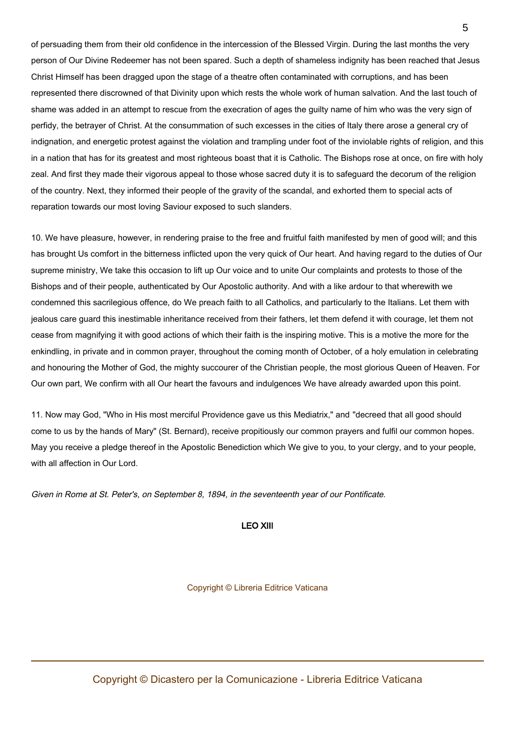of persuading them from their old confidence in the intercession of the Blessed Virgin. During the last months the very person of Our Divine Redeemer has not been spared. Such a depth of shameless indignity has been reached that Jesus Christ Himself has been dragged upon the stage of a theatre often contaminated with corruptions, and has been represented there discrowned of that Divinity upon which rests the whole work of human salvation. And the last touch of shame was added in an attempt to rescue from the execration of ages the guilty name of him who was the very sign of perfidy, the betrayer of Christ. At the consummation of such excesses in the cities of Italy there arose a general cry of indignation, and energetic protest against the violation and trampling under foot of the inviolable rights of religion, and this in a nation that has for its greatest and most righteous boast that it is Catholic. The Bishops rose at once, on fire with holy zeal. And first they made their vigorous appeal to those whose sacred duty it is to safeguard the decorum of the religion of the country. Next, they informed their people of the gravity of the scandal, and exhorted them to special acts of reparation towards our most loving Saviour exposed to such slanders.

10. We have pleasure, however, in rendering praise to the free and fruitful faith manifested by men of good will; and this has brought Us comfort in the bitterness inflicted upon the very quick of Our heart. And having regard to the duties of Our supreme ministry, We take this occasion to lift up Our voice and to unite Our complaints and protests to those of the Bishops and of their people, authenticated by Our Apostolic authority. And with a like ardour to that wherewith we condemned this sacrilegious offence, do We preach faith to all Catholics, and particularly to the Italians. Let them with jealous care guard this inestimable inheritance received from their fathers, let them defend it with courage, let them not cease from magnifying it with good actions of which their faith is the inspiring motive. This is a motive the more for the enkindling, in private and in common prayer, throughout the coming month of October, of a holy emulation in celebrating and honouring the Mother of God, the mighty succourer of the Christian people, the most glorious Queen of Heaven. For Our own part, We confirm with all Our heart the favours and indulgences We have already awarded upon this point.

11. Now may God, "Who in His most merciful Providence gave us this Mediatrix," and "decreed that all good should come to us by the hands of Mary" (St. Bernard), receive propitiously our common prayers and fulfil our common hopes. May you receive a pledge thereof in the Apostolic Benediction which We give to you, to your clergy, and to your people, with all affection in Our Lord.

*Given in Rome at St. Peter's, on September 8, 1894, in the seventeenth year of our Pontificate.*

**LEO XIII**

Copyright © Libreria Editrice Vaticana

Copyright © Dicastero per la Comunicazione - Libreria Editrice Vaticana